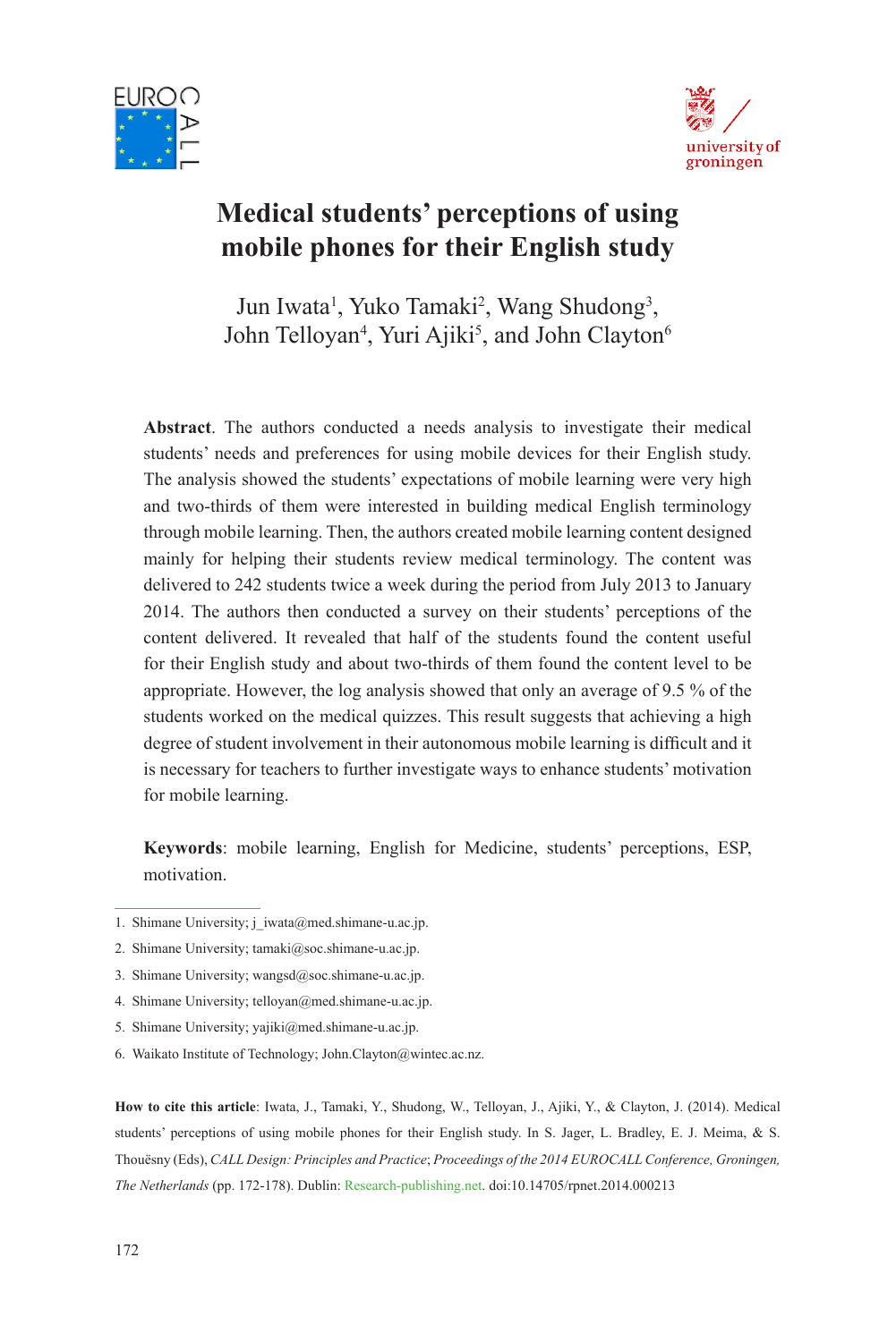# Medical students' perceptions of using mobile phones for their English study

Jun Iwata[1], Yuko Tamaki[2], Wang Shudong[3], John Telloyan[4], Yuri Ajiki[5], and John Clayton[6]

**Abstract**. The authors conducted a needs analysis to investigate their medical students' needs and preferences for using mobile devices for their English study. The analysis showed the students' expectations of mobile learning were very high and two-thirds of them were interested in building medical English terminology through mobile learning. Then, the authors created mobile learning content designed mainly for helping their students review medical terminology. The content was delivered to 242 students twice a week during the period from July 2013 to January 2014. The authors then conducted a survey on their students' perceptions of the content delivered. It revealed that half of the students found the content useful for their English study and about two-thirds of them found the content level to be appropriate. However, the log analysis showed that only an average of 9.5 % of the students worked on the medical quizzes. This result suggests that achieving a high degree of student involvement in their autonomous mobile learning is difficult and it is necessary for teachers to further investigate ways to enhance students' motivation for mobile learning.

**Keywords**: mobile learning, English for Medicine, students' perceptions, ESP, motivation.

1. Shimane University; j_iwata@med.shimane-u.ac.jp.
2. Shimane University; tamaki@soc.shimane-u.ac.jp.
3. Shimane University; wangsd@soc.shimane-u.ac.jp.
4. Shimane University; telloyan@med.shimane-u.ac.jp.
5. Shimane University; yajiki@med.shimane-u.ac.jp.
6. Waikato Institute of Technology; John.Clayton@wintec.ac.nz.

**How to cite this article**: Iwata, J., Tamaki, Y., Shudong, W., Telloyan, J., Ajiki, Y., & Clayton, J. (2014). Medical students' perceptions of using mobile phones for their English study. In S. Jager, L. Bradley, E. J. Meima, & S. Thouësny (Eds), *CALL Design: Principles and Practice*; *Proceedings of the 2014 EUROCALL Conference, Groningen, The Netherlands* (pp. 172-178). Dublin: Research-publishing.net. doi:10.14705/rpnet.2014.000213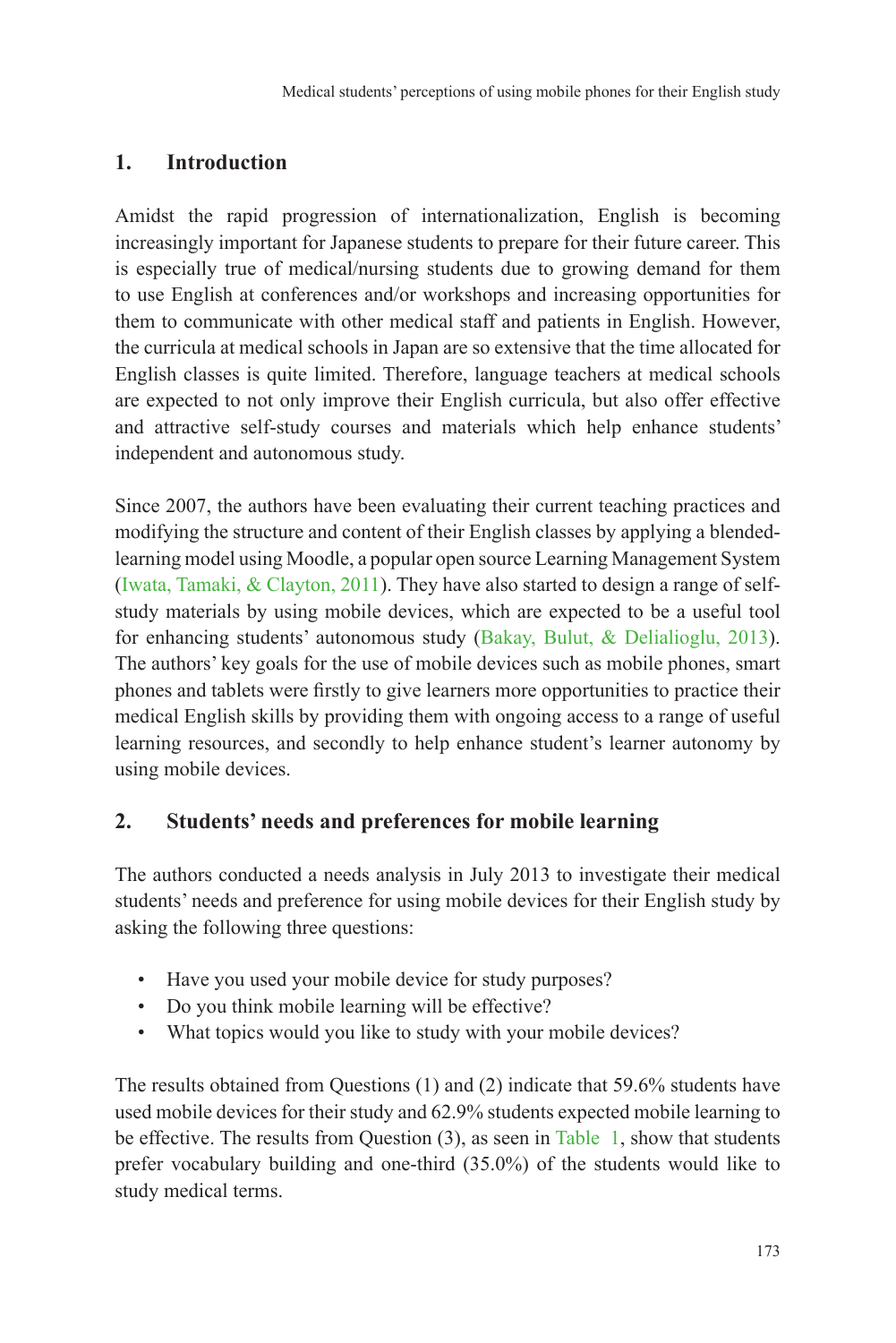## 1. Introduction

Amidst the rapid progression of internationalization, English is becoming increasingly important for Japanese students to prepare for their future career. This is especially true of medical/nursing students due to growing demand for them to use English at conferences and/or workshops and increasing opportunities for them to communicate with other medical staff and patients in English. However, the curricula at medical schools in Japan are so extensive that the time allocated for English classes is quite limited. Therefore, language teachers at medical schools are expected to not only improve their English curricula, but also offer effective and attractive self-study courses and materials which help enhance students' independent and autonomous study.

Since 2007, the authors have been evaluating their current teaching practices and modifying the structure and content of their English classes by applying a blended-learning model using Moodle, a popular open source Learning Management System (Iwata, Tamaki, & Clayton, 2011). They have also started to design a range of self-study materials by using mobile devices, which are expected to be a useful tool for enhancing students' autonomous study (Bakay, Bulut, & Delialioglu, 2013). The authors' key goals for the use of mobile devices such as mobile phones, smart phones and tablets were firstly to give learners more opportunities to practice their medical English skills by providing them with ongoing access to a range of useful learning resources, and secondly to help enhance student's learner autonomy by using mobile devices.

## 2. Students' needs and preferences for mobile learning

The authors conducted a needs analysis in July 2013 to investigate their medical students' needs and preference for using mobile devices for their English study by asking the following three questions:

- Have you used your mobile device for study purposes?
- Do you think mobile learning will be effective?
- What topics would you like to study with your mobile devices?

The results obtained from Questions (1) and (2) indicate that 59.6% students have used mobile devices for their study and 62.9% students expected mobile learning to be effective. The results from Question (3), as seen in Table 1, show that students prefer vocabulary building and one-third (35.0%) of the students would like to study medical terms.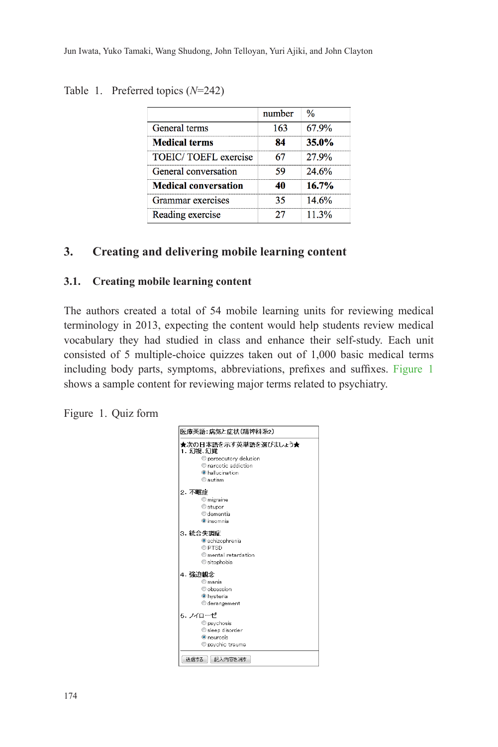Table 1. Preferred topics (*N*=242)

| | number | % |
|---|---|---|
| General terms | 163 | 67.9% |
| **Medical terms** | **84** | **35.0%** |
| TOEIC/ TOEFL exercise | 67 | 27.9% |
| General conversation | 59 | 24.6% |
| **Medical conversation** | **40** | **16.7%** |
| Grammar exercises | 35 | 14.6% |
| Reading exercise | 27 | 11.3% |

## 3. Creating and delivering mobile learning content

### 3.1. Creating mobile learning content

The authors created a total of 54 mobile learning units for reviewing medical terminology in 2013, expecting the content would help students review medical vocabulary they had studied in class and enhance their self-study. Each unit consisted of 5 multiple-choice quizzes taken out of 1,000 basic medical terms including body parts, symptoms, abbreviations, prefixes and suffixes. Figure 1 shows a sample content for reviewing major terms related to psychiatry.

Figure 1. Quiz form

医療英語：病気と症状（精神科系2）

★次の日本語を示す英単語を選びましょう★

1. 幻視、幻覚
   - persecutory delusion
   - narcotic addiction
   - hallucination
   - autism

2. 不眠症
   - migraine
   - stupor
   - dementia
   - insomnia

3. 統合失調症
   - schizophrenia
   - PTSD
   - mental retardation
   - sitophobia

4. 強迫観念
   - mania
   - obsession
   - hysteria
   - derangement

5. ノイローゼ
   - psychosis
   - sleep disorder
   - neurosis
   - psychic trauma

送信する　記入内容を消す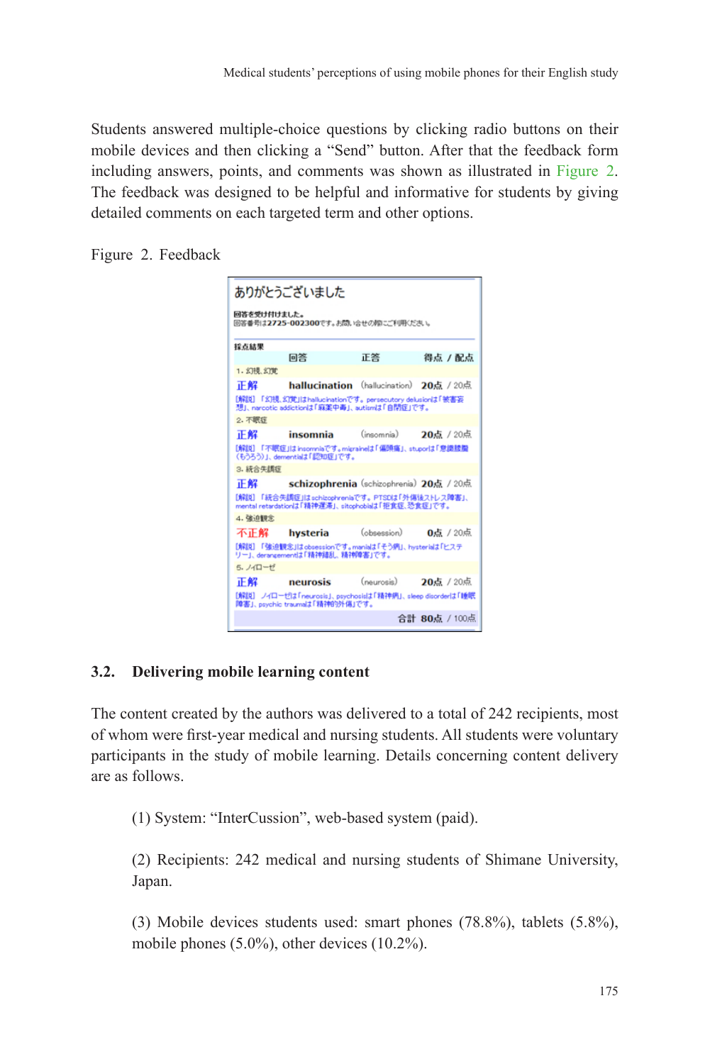Students answered multiple-choice questions by clicking radio buttons on their mobile devices and then clicking a "Send" button. After that the feedback form including answers, points, and comments was shown as illustrated in Figure 2. The feedback was designed to be helpful and informative for students by giving detailed comments on each targeted term and other options.

Figure 2. Feedback

ありがとうございました

回答を受け付けました。
回答番号は2725-002300です。お問い合せの際にご利用ください。

採点結果

| | 回答 | 正解 | 得点 / 配点 |
|---|---|---|---|
| 1. 幻視, 幻覚 | | | |
| 正解 | hallucination | (hallucination) | 20点 / 20点 |
| [解説] 「幻視, 幻覚」はhallucinationです。persecutory delusionは「被害妄想」、narcotic addictionは「麻薬中毒」、autismは「自閉症」です。 | | | |
| 2. 不眠症 | | | |
| 正解 | insomnia | (insomnia) | 20点 / 20点 |
| [解説] 「不眠症」はinsomniaです。migraineは「偏頭痛」、stuporは「意識朦朧(もうろう)」、dementiaは「認知症」です。 | | | |
| 3. 統合失調症 | | | |
| 正解 | schizophrenia | (schizophrenia) | 20点 / 20点 |
| [解説] 「統合失調症」はschizophreniaです。PTSDは「外傷後ストレス障害」、mental retardationは「精神遅滞」、sitophobiaは「拒食症, 恐食症」です。 | | | |
| 4. 強迫観念 | | | |
| 不正解 | hysteria | (obsession) | 0点 / 20点 |
| [解説] 「強迫観念」はobsessionです。maniaは「そう病」、hysteriaは「ヒステリー」、derangementは「精神錯乱, 精神障害」です。 | | | |
| 5. ノイローゼ | | | |
| 正解 | neurosis | (neurosis) | 20点 / 20点 |
| [解説] ノイローゼは「neurosis」、psychosisは「精神病」、sleep disorderは「睡眠障害」、psychic traumaは「精神的外傷」です。 | | | |
| | | 合計 | 80点 / 100点 |

### 3.2. Delivering mobile learning content

The content created by the authors was delivered to a total of 242 recipients, most of whom were first-year medical and nursing students. All students were voluntary participants in the study of mobile learning. Details concerning content delivery are as follows.

(1) System: "InterCussion", web-based system (paid).

(2) Recipients: 242 medical and nursing students of Shimane University, Japan.

(3) Mobile devices students used: smart phones (78.8%), tablets (5.8%), mobile phones (5.0%), other devices (10.2%).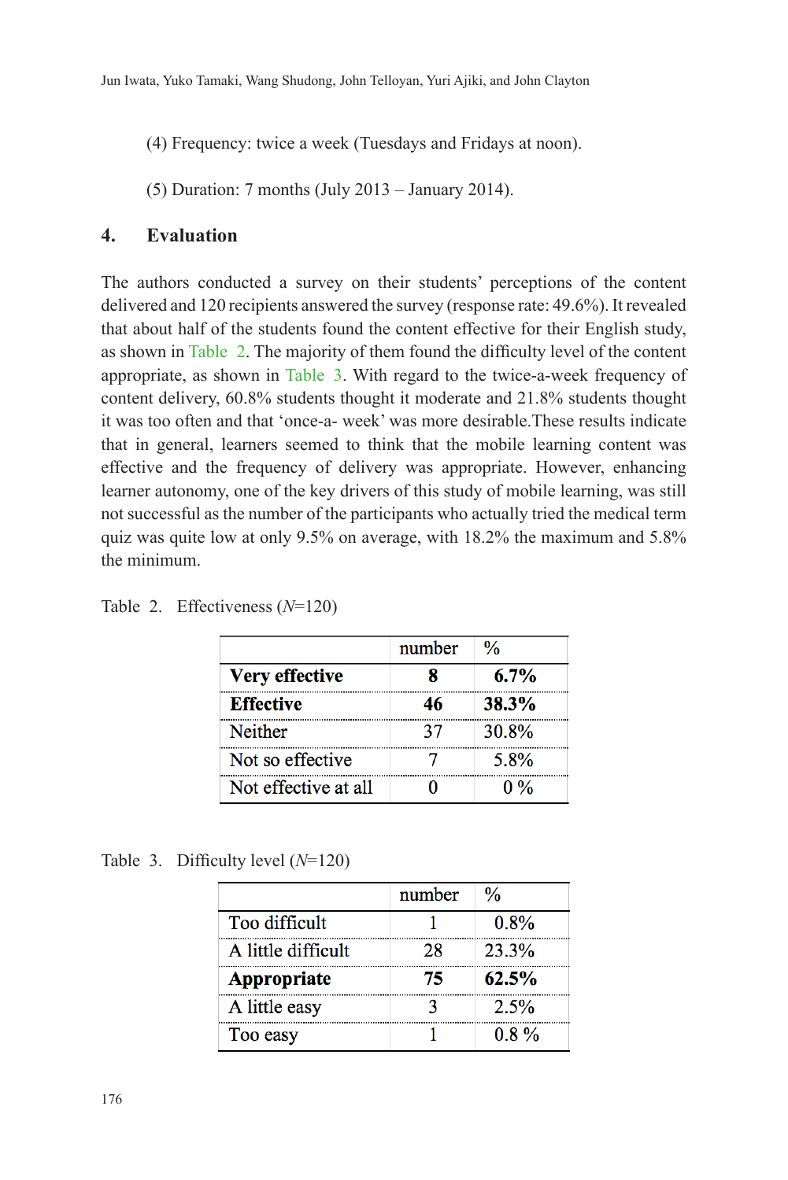(4) Frequency: twice a week (Tuesdays and Fridays at noon).

(5) Duration: 7 months (July 2013 – January 2014).

## 4. Evaluation

The authors conducted a survey on their students' perceptions of the content delivered and 120 recipients answered the survey (response rate: 49.6%). It revealed that about half of the students found the content effective for their English study, as shown in Table 2. The majority of them found the difficulty level of the content appropriate, as shown in Table 3. With regard to the twice-a-week frequency of content delivery, 60.8% students thought it moderate and 21.8% students thought it was too often and that 'once-a- week' was more desirable.These results indicate that in general, learners seemed to think that the mobile learning content was effective and the frequency of delivery was appropriate. However, enhancing learner autonomy, one of the key drivers of this study of mobile learning, was still not successful as the number of the participants who actually tried the medical term quiz was quite low at only 9.5% on average, with 18.2% the maximum and 5.8% the minimum.

Table 2. Effectiveness (*N*=120)

| | number | % |
|---|---|---|
| **Very effective** | **8** | **6.7%** |
| **Effective** | **46** | **38.3%** |
| Neither | 37 | 30.8% |
| Not so effective | 7 | 5.8% |
| Not effective at all | 0 | 0 % |

Table 3. Difficulty level (*N*=120)

| | number | % |
|---|---|---|
| Too difficult | 1 | 0.8% |
| A little difficult | 28 | 23.3% |
| **Appropriate** | **75** | **62.5%** |
| A little easy | 3 | 2.5% |
| Too easy | 1 | 0.8 % |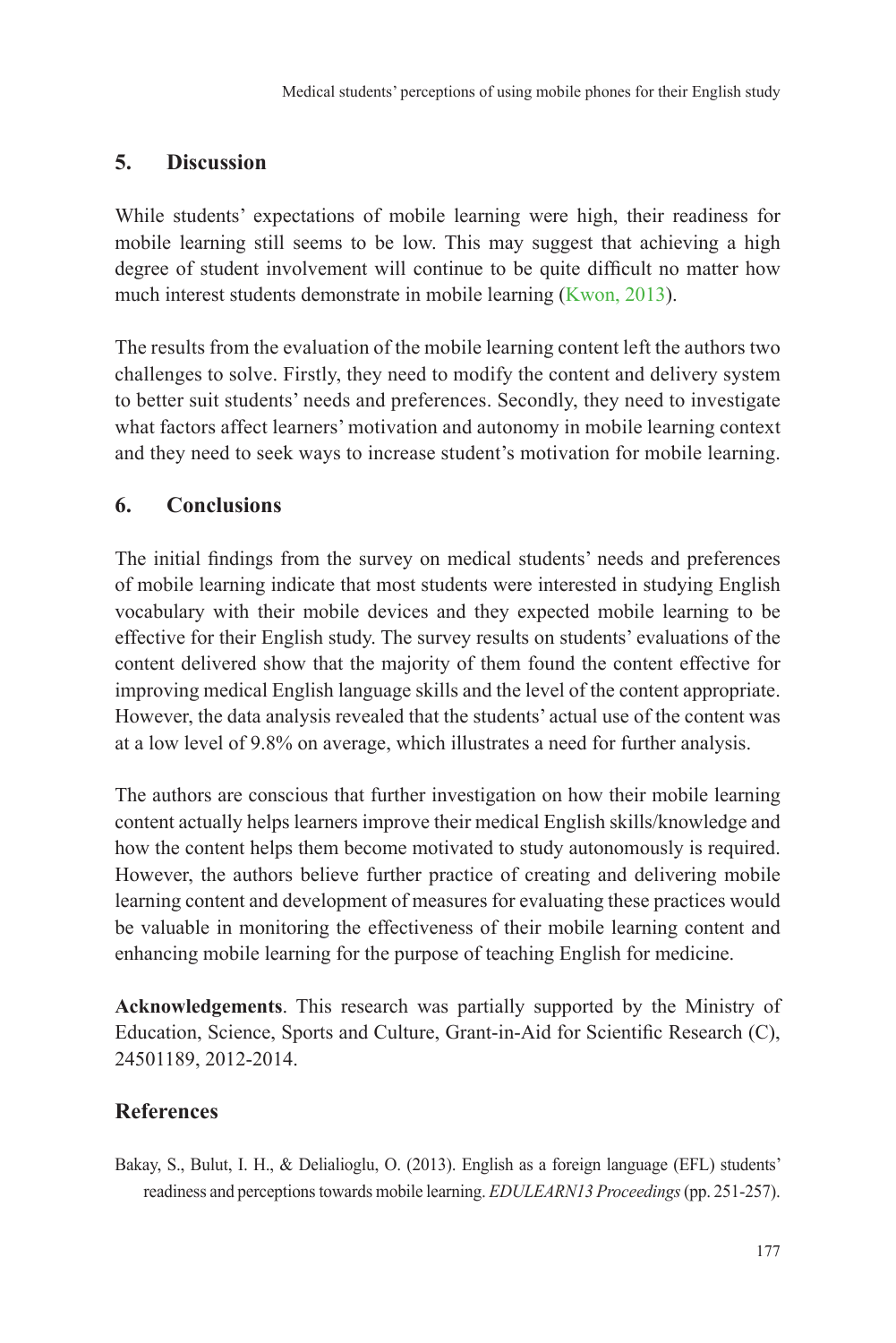## 5. Discussion

While students' expectations of mobile learning were high, their readiness for mobile learning still seems to be low. This may suggest that achieving a high degree of student involvement will continue to be quite difficult no matter how much interest students demonstrate in mobile learning (Kwon, 2013).

The results from the evaluation of the mobile learning content left the authors two challenges to solve. Firstly, they need to modify the content and delivery system to better suit students' needs and preferences. Secondly, they need to investigate what factors affect learners' motivation and autonomy in mobile learning context and they need to seek ways to increase student's motivation for mobile learning.

## 6. Conclusions

The initial findings from the survey on medical students' needs and preferences of mobile learning indicate that most students were interested in studying English vocabulary with their mobile devices and they expected mobile learning to be effective for their English study. The survey results on students' evaluations of the content delivered show that the majority of them found the content effective for improving medical English language skills and the level of the content appropriate. However, the data analysis revealed that the students' actual use of the content was at a low level of 9.8% on average, which illustrates a need for further analysis.

The authors are conscious that further investigation on how their mobile learning content actually helps learners improve their medical English skills/knowledge and how the content helps them become motivated to study autonomously is required. However, the authors believe further practice of creating and delivering mobile learning content and development of measures for evaluating these practices would be valuable in monitoring the effectiveness of their mobile learning content and enhancing mobile learning for the purpose of teaching English for medicine.

**Acknowledgements**. This research was partially supported by the Ministry of Education, Science, Sports and Culture, Grant-in-Aid for Scientific Research (C), 24501189, 2012-2014.

## References

Bakay, S., Bulut, I. H., & Delialioglu, O. (2013). English as a foreign language (EFL) students' readiness and perceptions towards mobile learning. *EDULEARN13 Proceedings* (pp. 251-257).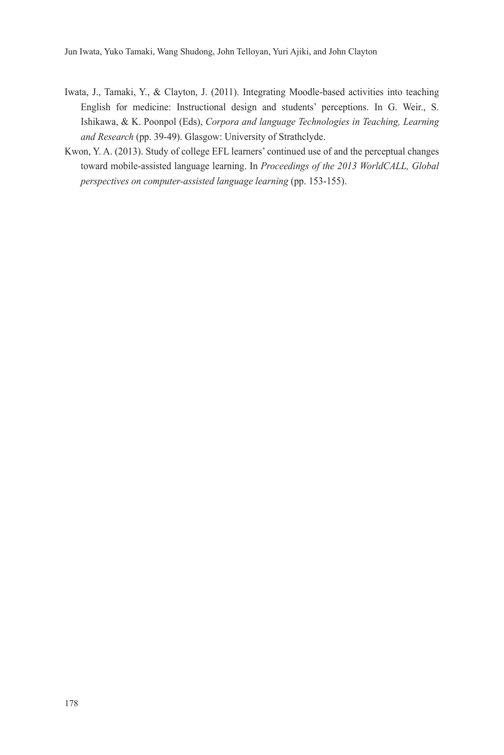Iwata, J., Tamaki, Y., & Clayton, J. (2011). Integrating Moodle-based activities into teaching English for medicine: Instructional design and students' perceptions. In G. Weir., S. Ishikawa, & K. Poonpol (Eds), *Corpora and language Technologies in Teaching, Learning and Research* (pp. 39-49). Glasgow: University of Strathclyde.

Kwon, Y. A. (2013). Study of college EFL learners' continued use of and the perceptual changes toward mobile-assisted language learning. In *Proceedings of the 2013 WorldCALL, Global perspectives on computer-assisted language learning* (pp. 153-155).